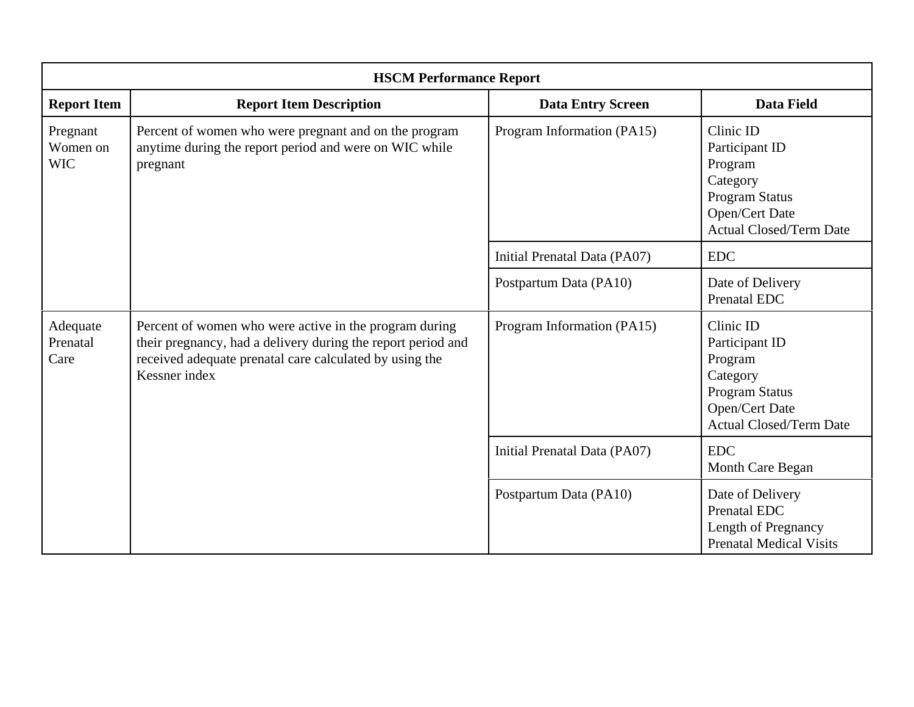| HSCM Performance Report | | | |
|---|---|---|---|
| **Report Item** | **Report Item Description** | **Data Entry Screen** | **Data Field** |
| Pregnant Women on WIC | Percent of women who were pregnant and on the program anytime during the report period and were on WIC while pregnant | Program Information (PA15) | Clinic ID<br>Participant ID<br>Program<br>Category<br>Program Status<br>Open/Cert Date<br>Actual Closed/Term Date |
| | | Initial Prenatal Data (PA07) | EDC |
| | | Postpartum Data (PA10) | Date of Delivery<br>Prenatal EDC |
| Adequate Prenatal Care | Percent of women who were active in the program during their pregnancy, had a delivery during the report period and received adequate prenatal care calculated by using the Kessner index | Program Information (PA15) | Clinic ID<br>Participant ID<br>Program<br>Category<br>Program Status<br>Open/Cert Date<br>Actual Closed/Term Date |
| | | Initial Prenatal Data (PA07) | EDC<br>Month Care Began |
| | | Postpartum Data (PA10) | Date of Delivery<br>Prenatal EDC<br>Length of Pregnancy<br>Prenatal Medical Visits |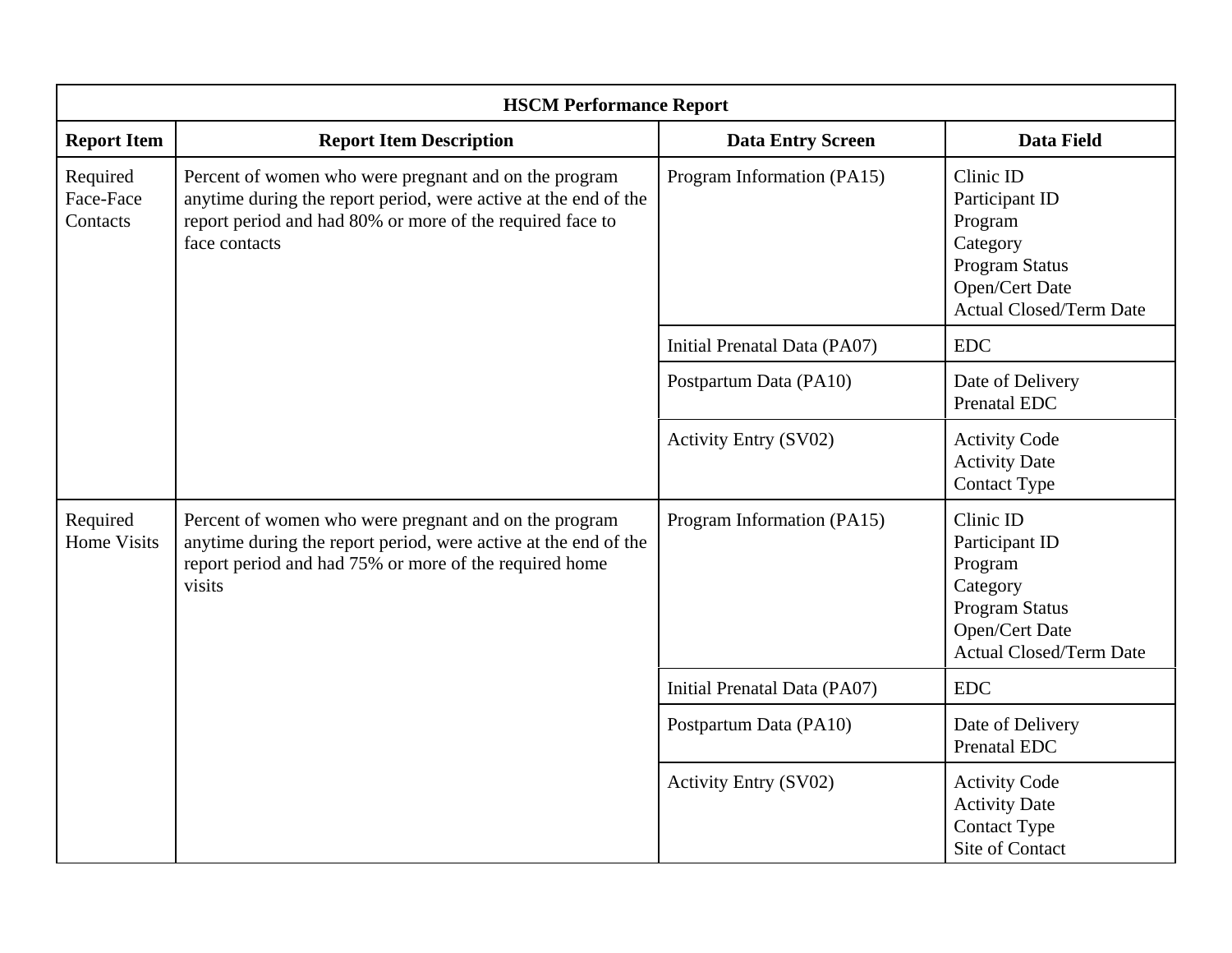| HSCM Performance Report | | | |
|---|---|---|---|
| **Report Item** | **Report Item Description** | **Data Entry Screen** | **Data Field** |
| Required Face-Face Contacts | Percent of women who were pregnant and on the program anytime during the report period, were active at the end of the report period and had 80% or more of the required face to face contacts | Program Information (PA15) | Clinic ID<br>Participant ID<br>Program<br>Category<br>Program Status<br>Open/Cert Date<br>Actual Closed/Term Date |
| | | Initial Prenatal Data (PA07) | EDC |
| | | Postpartum Data (PA10) | Date of Delivery<br>Prenatal EDC |
| | | Activity Entry (SV02) | Activity Code<br>Activity Date<br>Contact Type |
| Required Home Visits | Percent of women who were pregnant and on the program anytime during the report period, were active at the end of the report period and had 75% or more of the required home visits | Program Information (PA15) | Clinic ID<br>Participant ID<br>Program<br>Category<br>Program Status<br>Open/Cert Date<br>Actual Closed/Term Date |
| | | Initial Prenatal Data (PA07) | EDC |
| | | Postpartum Data (PA10) | Date of Delivery<br>Prenatal EDC |
| | | Activity Entry (SV02) | Activity Code<br>Activity Date<br>Contact Type<br>Site of Contact |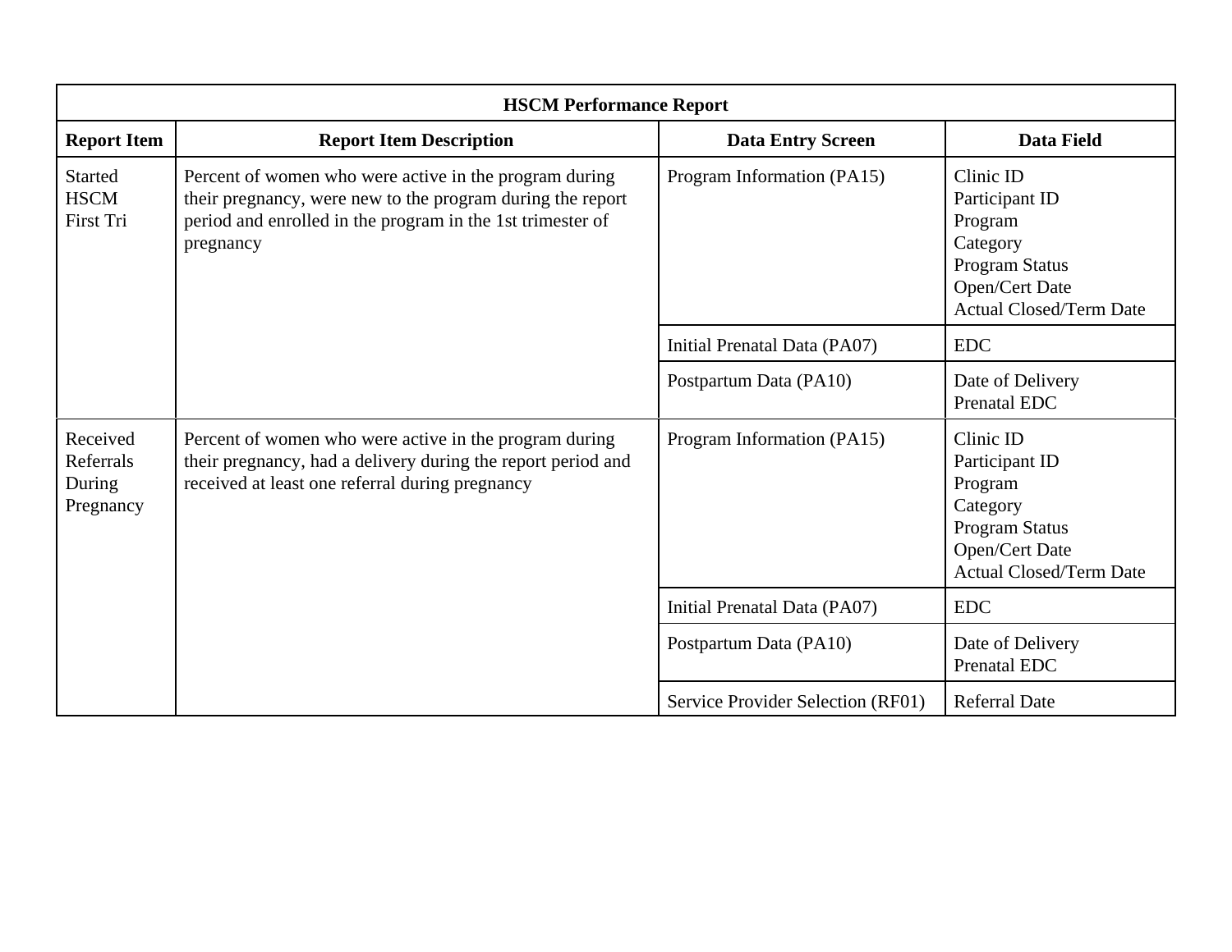| HSCM Performance Report | | | |
|---|---|---|---|
| **Report Item** | **Report Item Description** | **Data Entry Screen** | **Data Field** |
| Started HSCM First Tri | Percent of women who were active in the program during their pregnancy, were new to the program during the report period and enrolled in the program in the 1st trimester of pregnancy | Program Information (PA15) | Clinic ID<br>Participant ID<br>Program<br>Category<br>Program Status<br>Open/Cert Date<br>Actual Closed/Term Date |
| | | Initial Prenatal Data (PA07) | EDC |
| | | Postpartum Data (PA10) | Date of Delivery<br>Prenatal EDC |
| Received Referrals During Pregnancy | Percent of women who were active in the program during their pregnancy, had a delivery during the report period and received at least one referral during pregnancy | Program Information (PA15) | Clinic ID<br>Participant ID<br>Program<br>Category<br>Program Status<br>Open/Cert Date<br>Actual Closed/Term Date |
| | | Initial Prenatal Data (PA07) | EDC |
| | | Postpartum Data (PA10) | Date of Delivery<br>Prenatal EDC |
| | | Service Provider Selection (RF01) | Referral Date |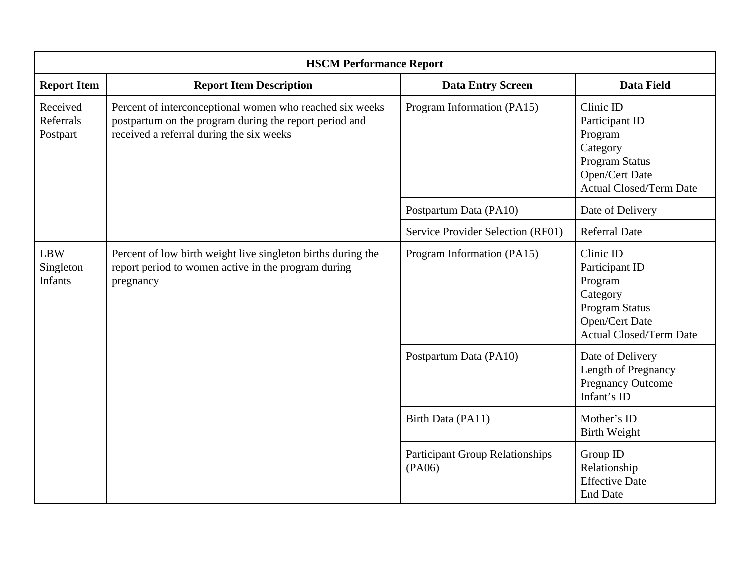| HSCM Performance Report | | | |
|---|---|---|---|
| **Report Item** | **Report Item Description** | **Data Entry Screen** | **Data Field** |
| Received Referrals Postpart | Percent of interconceptional women who reached six weeks postpartum on the program during the report period and received a referral during the six weeks | Program Information (PA15) | Clinic ID<br>Participant ID<br>Program<br>Category<br>Program Status<br>Open/Cert Date<br>Actual Closed/Term Date |
| | | Postpartum Data (PA10) | Date of Delivery |
| | | Service Provider Selection (RF01) | Referral Date |
| LBW Singleton Infants | Percent of low birth weight live singleton births during the report period to women active in the program during pregnancy | Program Information (PA15) | Clinic ID<br>Participant ID<br>Program<br>Category<br>Program Status<br>Open/Cert Date<br>Actual Closed/Term Date |
| | | Postpartum Data (PA10) | Date of Delivery<br>Length of Pregnancy<br>Pregnancy Outcome<br>Infant's ID |
| | | Birth Data (PA11) | Mother's ID<br>Birth Weight |
| | | Participant Group Relationships (PA06) | Group ID<br>Relationship<br>Effective Date<br>End Date |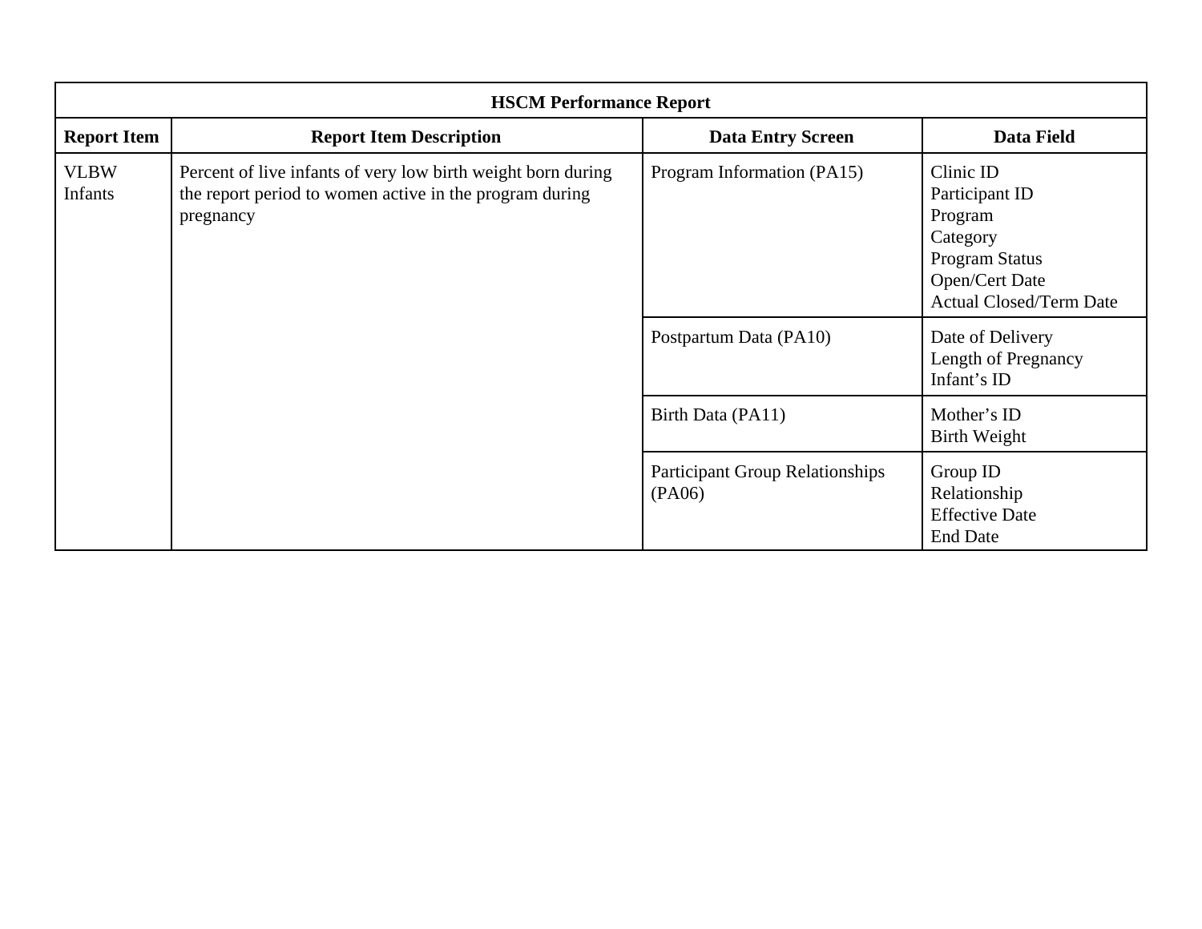| HSCM Performance Report | | | |
|---|---|---|---|
| **Report Item** | **Report Item Description** | **Data Entry Screen** | **Data Field** |
| VLBW Infants | Percent of live infants of very low birth weight born during the report period to women active in the program during pregnancy | Program Information (PA15) | Clinic ID<br>Participant ID<br>Program<br>Category<br>Program Status<br>Open/Cert Date<br>Actual Closed/Term Date |
| | | Postpartum Data (PA10) | Date of Delivery<br>Length of Pregnancy<br>Infant's ID |
| | | Birth Data (PA11) | Mother's ID<br>Birth Weight |
| | | Participant Group Relationships (PA06) | Group ID<br>Relationship<br>Effective Date<br>End Date |